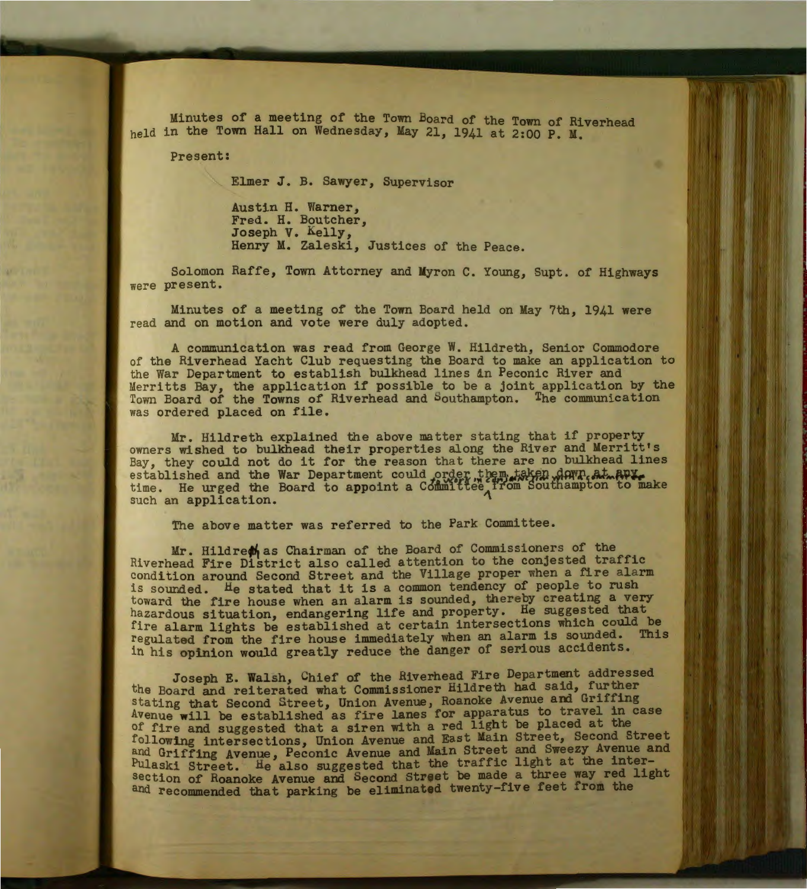Minutes of a meeting of the Town Board of the Town of Riverhead held in the Town Hall on Wednesday, May 21, 1941 at 2:00 P. M.

Present:

Elmer J. B. Sawyer, Supervisor

Austin H. Warner,
Fred. H. Boutcher,
Joseph V. Kelly,
Henry M. Zaleski, Justices of the Peace.

Solomon Raffe, Town Attorney and Myron C. Young, Supt. of Highways were present.

Minutes of a meeting of the Town Board held on May 7th, 1941 were read and on motion and vote were duly adopted.

A communication was read from George W. Hildreth, Senior Commodore of the Riverhead Yacht Club requesting the Board to make an application to the War Department to establish bulkhead lines in Peconic River and Merritts Bay, the application if possible to be a joint application by the Town Board of the Towns of Riverhead and Southampton. The communication was ordered placed on file.

Mr. Hildreth explained the above matter stating that if property owners wished to bulkhead their properties along the River and Merritt's Bay, they could not do it for the reason that there are no bulkhead lines established and the War Department could order them taken down at any time. He urged the Board to appoint a Committee to meet with a Committee from Southampton to make such an application.

The above matter was referred to the Park Committee.

Mr. Hildreth as Chairman of the Board of Commissioners of the Riverhead Fire District also called attention to the conjested traffic condition around Second Street and the Village proper when a fire alarm is sounded. He stated that it is a common tendency of people to rush toward the fire house when an alarm is sounded, thereby creating a very hazardous situation, endangering life and property. He suggested that fire alarm lights be established at certain intersections which could be regulated from the fire house immediately when an alarm is sounded. This in his opinion would greatly reduce the danger of serious accidents.

Joseph E. Walsh, Chief of the Riverhead Fire Department addressed the Board and reiterated what Commissioner Hildreth had said, further stating that Second Street, Union Avenue, Roanoke Avenue and Griffing Avenue will be established as fire lanes for apparatus to travel in case of fire and suggested that a siren with a red light be placed at the following intersections, Union Avenue and East Main Street, Second Street and Griffing Avenue, Peconic Avenue and Main Street and Sweezy Avenue and Pulaski Street. He also suggested that the traffic light at the intersection of Roanoke Avenue and Second Street be made a three way red light and recommended that parking be eliminated twenty-five feet from the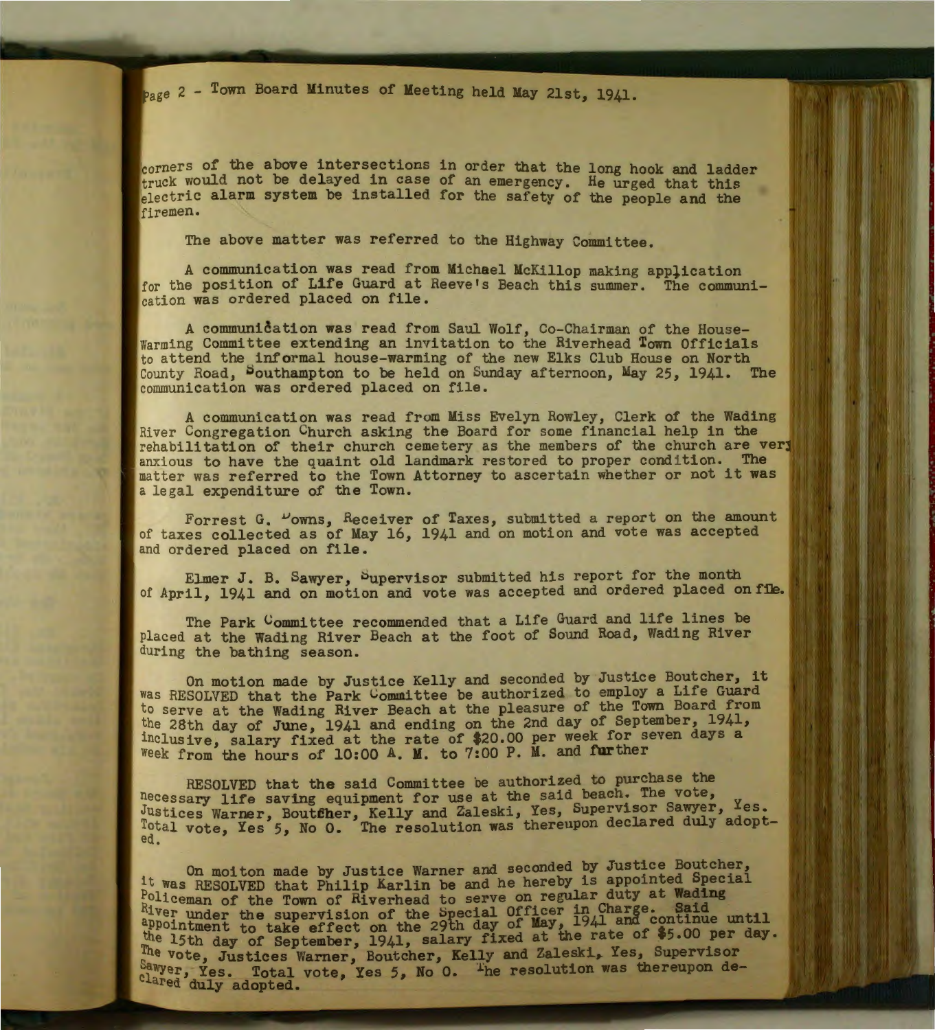corners of the above intersections in order that the long hook and ladder truck would not be delayed in case of an emergency. He urged that this electric alarm system be installed for the safety of the people and the firemen.

The above matter was referred to the Highway Committee.

A communication was read from Michael McKillop making application for the position of Life Guard at Reeve's Beach this summer. The communication was ordered placed on file.

A communication was read from Saul Wolf, Co-Chairman of the House-Warming Committee extending an invitation to the Riverhead Town Officials to attend the informal house-warming of the new Elks Club House on North County Road, Southampton to be held on Sunday afternoon, May 25, 1941. The communication was ordered placed on file.

A communication was read from Miss Evelyn Rowley, Clerk of the Wading River Congregation Church asking the Board for some financial help in the rehabilitation of their church cemetery as the members of the church are very anxious to have the quaint old landmark restored to proper condition. The matter was referred to the Town Attorney to ascertain whether or not it was a legal expenditure of the Town.

Forrest G. Downs, Receiver of Taxes, submitted a report on the amount of taxes collected as of May 16, 1941 and on motion and vote was accepted and ordered placed on file.

Elmer J. B. Sawyer, Supervisor submitted his report for the month of April, 1941 and on motion and vote was accepted and ordered placed on file.

The Park Committee recommended that a Life Guard and life lines be placed at the Wading River Beach at the foot of Sound Road, Wading River during the bathing season.

On motion made by Justice Kelly and seconded by Justice Boutcher, it was RESOLVED that the Park Committee be authorized to employ a Life Guard to serve at the Wading River Beach at the pleasure of the Town Board from the 28th day of June, 1941 and ending on the 2nd day of September, 1941, inclusive, salary fixed at the rate of $20.00 per week for seven days a week from the hours of 10:00 A. M. to 7:00 P. M. and further

RESOLVED that the said Committee be authorized to purchase the necessary life saving equipment for use at the said beach. The vote, Justices Warner, Boutcher, Kelly and Zaleski, Yes, Supervisor Sawyer, Yes. Total vote, Yes 5, No 0. The resolution was thereupon declared duly adopted.

On moiton made by Justice Warner and seconded by Justice Boutcher, it was RESOLVED that Philip Karlin be and he hereby is appointed Special Policeman of the Town of Riverhead to serve on regular duty at Wading River under the supervision of the Special Officer in Charge. Said appointment to take effect on the 29th day of May, 1941 and continue until the 15th day of September, 1941, salary fixed at the rate of $5.00 per day. The vote, Justices Warner, Boutcher, Kelly and Zaleski, Yes, Supervisor Sawyer, Yes. Total vote, Yes 5, No 0. The resolution was thereupon declared duly adopted.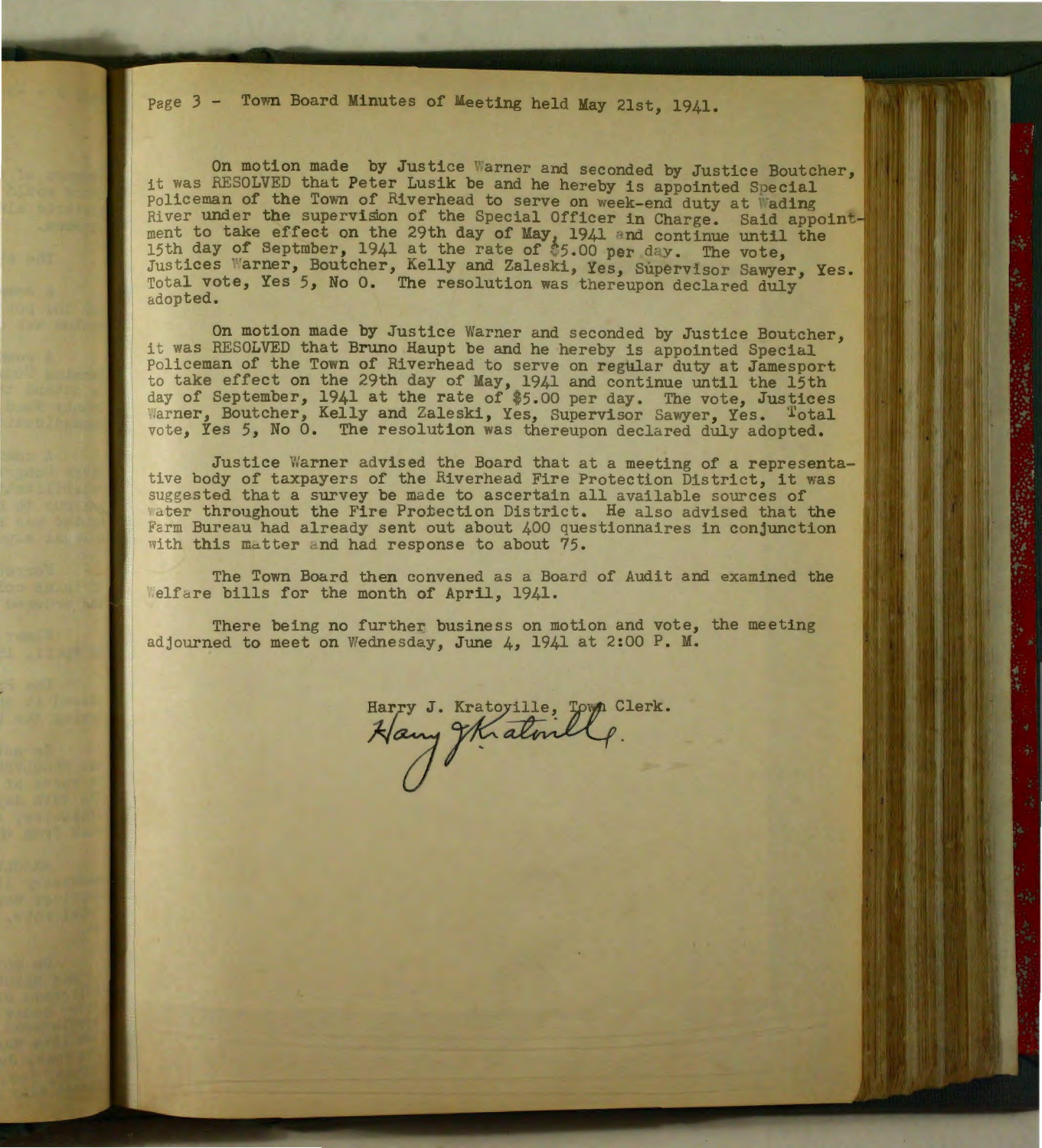Page 3 - Town Board Minutes of Meeting held May 21st, 1941.

On motion made by Justice Warner and seconded by Justice Boutcher, it was RESOLVED that Peter Lusik be and he hereby is appointed Special Policeman of the Town of Riverhead to serve on week-end duty at Wading River under the supervision of the Special Officer in Charge. Said appointment to take effect on the 29th day of May, 1941 and continue until the 15th day of Septmber, 1941 at the rate of $5.00 per day. The vote, Justices Warner, Boutcher, Kelly and Zaleski, Yes, Supervisor Sawyer, Yes. Total vote, Yes 5, No 0. The resolution was thereupon declared duly adopted.

On motion made by Justice Warner and seconded by Justice Boutcher, it was RESOLVED that Bruno Haupt be and he hereby is appointed Special Policeman of the Town of Riverhead to serve on regular duty at Jamesport to take effect on the 29th day of May, 1941 and continue until the 15th day of September, 1941 at the rate of $5.00 per day. The vote, Justices Warner, Boutcher, Kelly and Zaleski, Yes, Supervisor Sawyer, Yes. Total vote, Yes 5, No 0. The resolution was thereupon declared duly adopted.

Justice Warner advised the Board that at a meeting of a representative body of taxpayers of the Riverhead Fire Protection District, it was suggested that a survey be made to ascertain all available sources of water throughout the Fire Protection District. He also advised that the Farm Bureau had already sent out about 400 questionnaires in conjunction with this matter and had response to about 75.

The Town Board then convened as a Board of Audit and examined the Welfare bills for the month of April, 1941.

There being no further business on motion and vote, the meeting adjourned to meet on Wednesday, June 4, 1941 at 2:00 P. M.

Harry J. Kratoville, Town Clerk.
Harry J Kratoville.